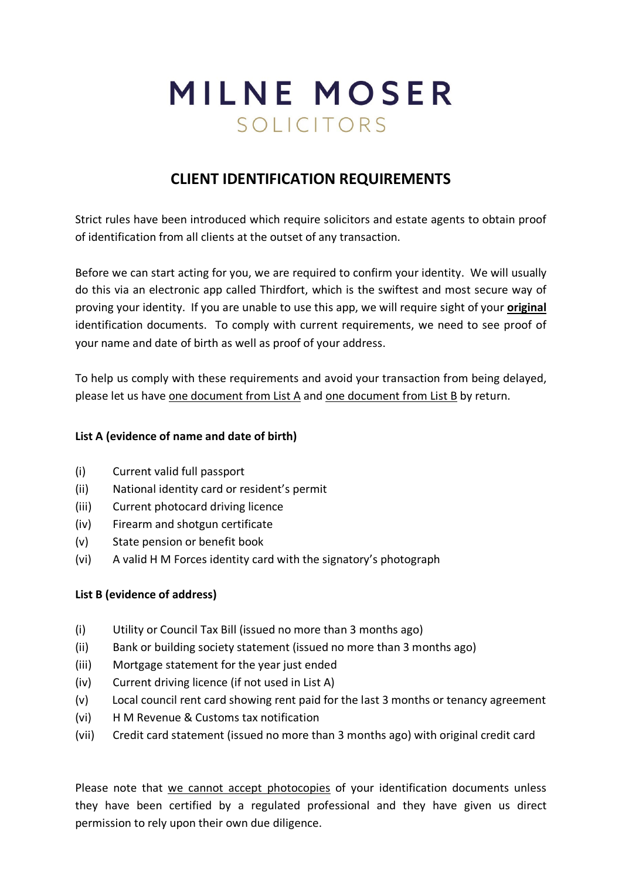# MILNE MOSER

SOLICITORS

## CLIENT IDENTIFICATION REQUIREMENTS

Strict rules have been introduced which require solicitors and estate agents to obtain proof of identification from all clients at the outset of any transaction.

Before we can start acting for you, we are required to confirm your identity. We will usually do this via an electronic app called Thirdfort, which is the swiftest and most secure way of proving your identity. If you are unable to use this app, we will require sight of your <u>**original**</u> identification documents. To comply with current requirements, we need to see proof of your name and date of birth as well as proof of your address.

To help us comply with these requirements and avoid your transaction from being delayed, please let us have <u>one document from List A</u> and <u>one document from List B</u> by return.

**List A (evidence of name and date of birth)**

- (i) Current valid full passport
- (ii) National identity card or resident's permit
- (iii) Current photocard driving licence
- (iv) Firearm and shotgun certificate
- (v) State pension or benefit book
- (vi) A valid H M Forces identity card with the signatory's photograph

**List B (evidence of address)**

- (i) Utility or Council Tax Bill (issued no more than 3 months ago)
- (ii) Bank or building society statement (issued no more than 3 months ago)
- (iii) Mortgage statement for the year just ended
- (iv) Current driving licence (if not used in List A)
- (v) Local council rent card showing rent paid for the last 3 months or tenancy agreement
- (vi) H M Revenue & Customs tax notification
- (vii) Credit card statement (issued no more than 3 months ago) with original credit card

Please note that <u>we cannot accept photocopies</u> of your identification documents unless they have been certified by a regulated professional and they have given us direct permission to rely upon their own due diligence.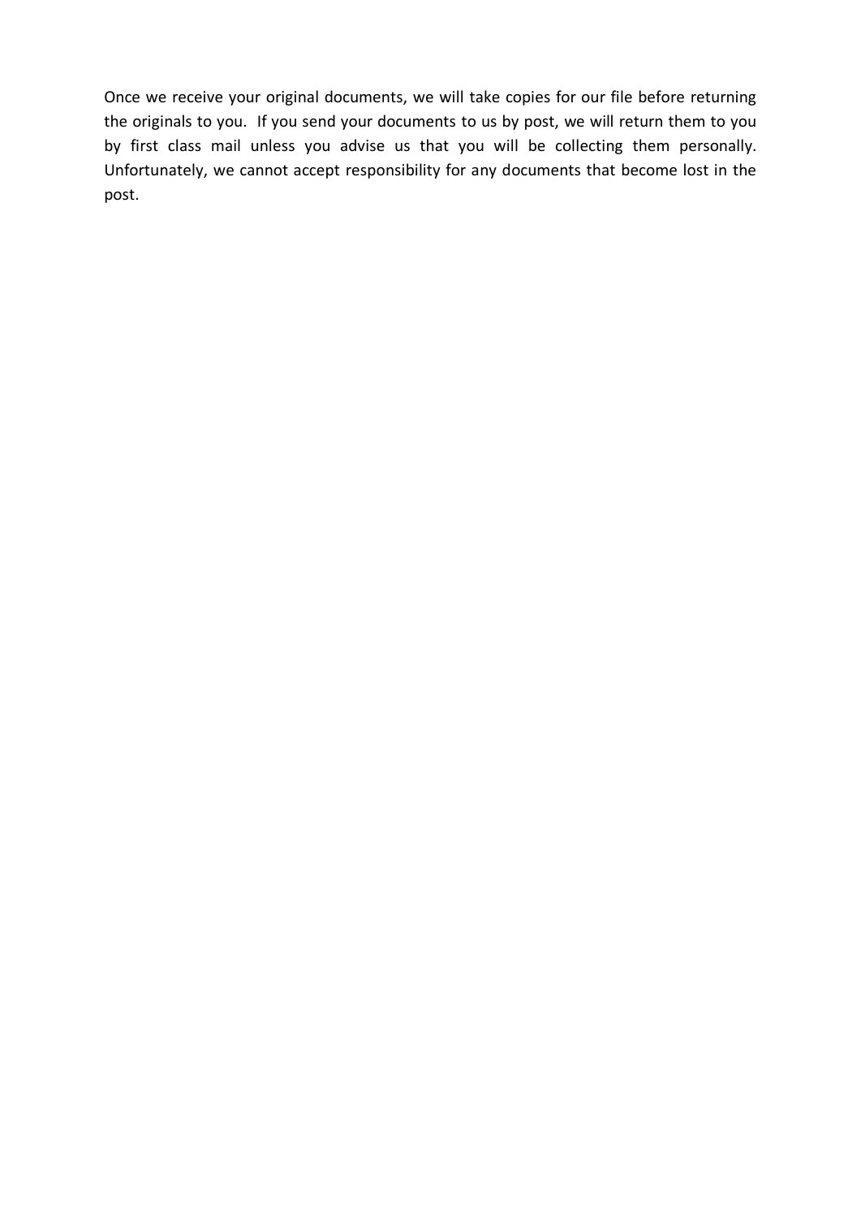Once we receive your original documents, we will take copies for our file before returning the originals to you.  If you send your documents to us by post, we will return them to you by first class mail unless you advise us that you will be collecting them personally. Unfortunately, we cannot accept responsibility for any documents that become lost in the post.